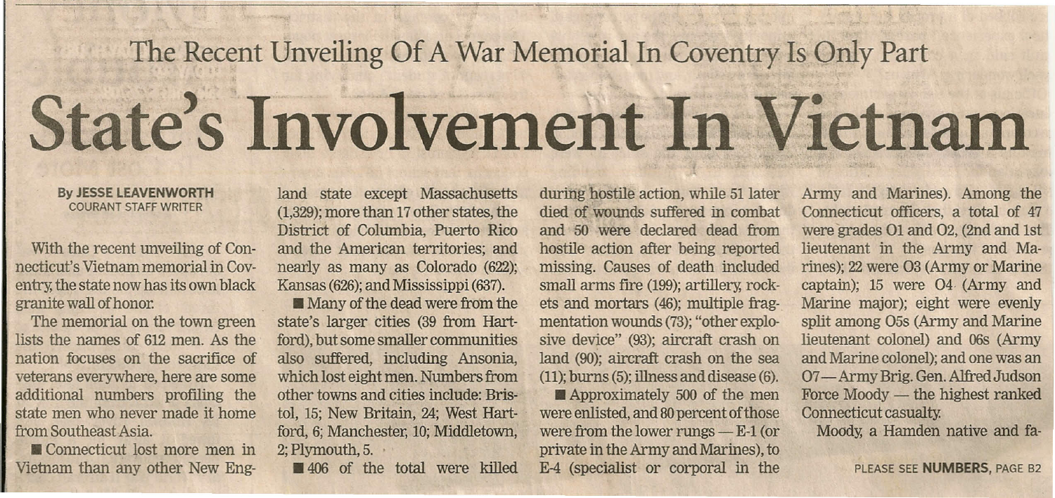## The Recent Unveiling Of A War Memorial In Coventry Is Only Part

# State's Involvement In Vietnam

**By JESSE LEAVENWORTH**
COURANT STAFF WRITER

With the recent unveiling of Connecticut's Vietnam memorial in Coventry, the state now has its own black granite wall of honor.

The memorial on the town green lists the names of 612 men. As the nation focuses on the sacrifice of veterans everywhere, here are some additional numbers profiling the state men who never made it home from Southeast Asia.

■ Connecticut lost more men in Vietnam than any other New England state except Massachusetts (1,329); more than 17 other states, the District of Columbia, Puerto Rico and the American territories; and nearly as many as Colorado (622); Kansas (626); and Mississippi (637).

■ Many of the dead were from the state's larger cities (39 from Hartford), but some smaller communities also suffered, including Ansonia, which lost eight men. Numbers from other towns and cities include: Bristol, 15; New Britain, 24; West Hartford, 6; Manchester, 10; Middletown, 2; Plymouth, 5.

■ 406 of the total were killed during hostile action, while 51 later died of wounds suffered in combat and 50 were declared dead from hostile action after being reported missing. Causes of death included small arms fire (199); artillery, rockets and mortars (46); multiple fragmentation wounds (73); "other explosive device" (93); aircraft crash on land (90); aircraft crash on the sea (11); burns (5); illness and disease (6).

■ Approximately 500 of the men were enlisted, and 80 percent of those were from the lower rungs — E-1 (or private in the Army and Marines), to E-4 (specialist or corporal in the Army and Marines). Among the Connecticut officers, a total of 47 were grades O1 and O2, (2nd and 1st lieutenant in the Army and Marines); 22 were O3 (Army or Marine captain); 15 were O4 (Army and Marine major); eight were evenly split among O5s (Army and Marine lieutenant colonel) and O6s (Army and Marine colonel); and one was an O7 — Army Brig. Gen. Alfred Judson Force Moody — the highest ranked Connecticut casualty.

Moody, a Hamden native and fa-

PLEASE SEE **NUMBERS**, PAGE B2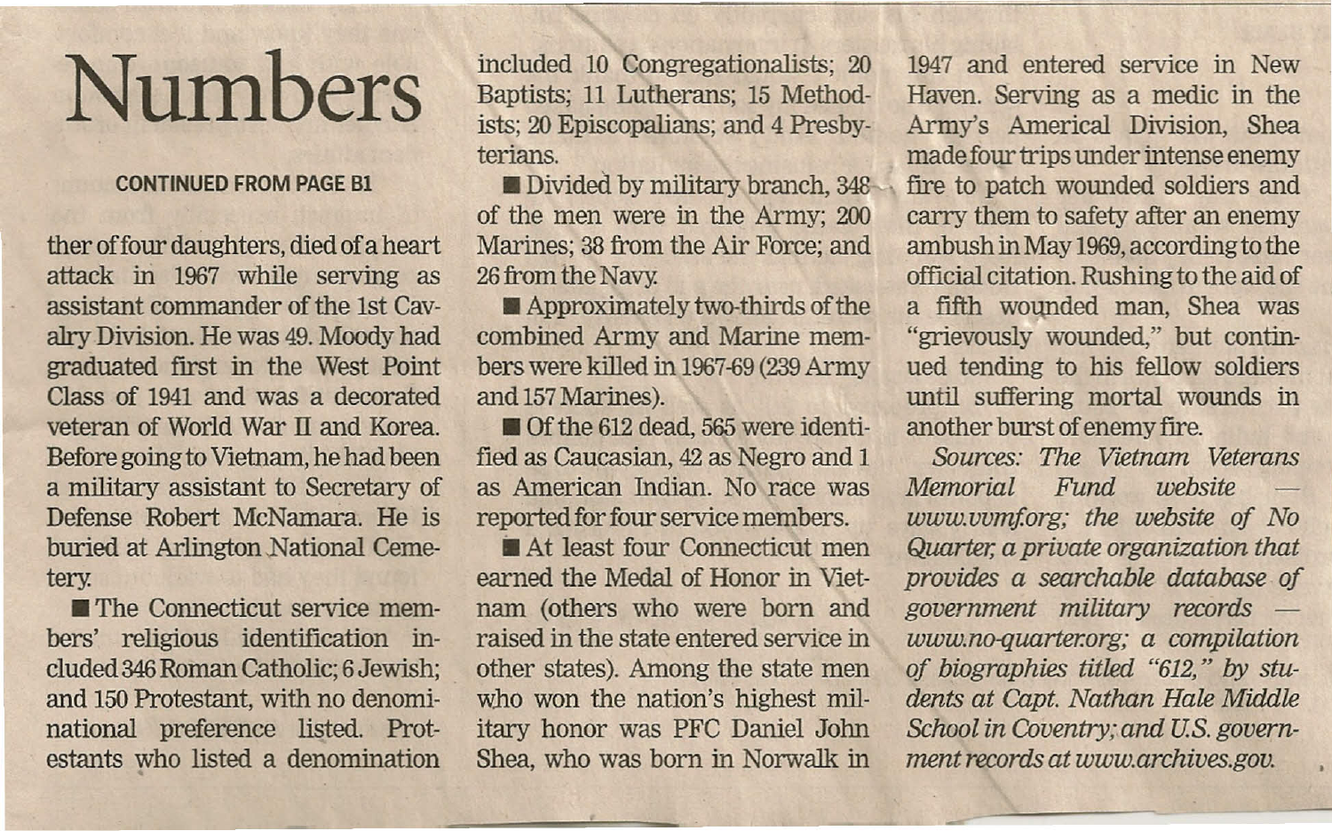# Numbers

**CONTINUED FROM PAGE B1**

ther of four daughters, died of a heart attack in 1967 while serving as assistant commander of the 1st Cavalry Division. He was 49. Moody had graduated first in the West Point Class of 1941 and was a decorated veteran of World War II and Korea. Before going to Vietnam, he had been a military assistant to Secretary of Defense Robert McNamara. He is buried at Arlington National Cemetery.

■ The Connecticut service members' religious identification included 346 Roman Catholic; 6 Jewish; and 150 Protestant, with no denominational preference listed. Protestants who listed a denomination included 10 Congregationalists; 20 Baptists; 11 Lutherans; 15 Methodists; 20 Episcopalians; and 4 Presbyterians.

■ Divided by military branch, 348 of the men were in the Army; 200 Marines; 38 from the Air Force; and 26 from the Navy.

■ Approximately two-thirds of the combined Army and Marine members were killed in 1967-69 (239 Army and 157 Marines).

■ Of the 612 dead, 565 were identified as Caucasian, 42 as Negro and 1 as American Indian. No race was reported for four service members.

■ At least four Connecticut men earned the Medal of Honor in Vietnam (others who were born and raised in the state entered service in other states). Among the state men who won the nation's highest military honor was PFC Daniel John Shea, who was born in Norwalk in 1947 and entered service in New Haven. Serving as a medic in the Army's Americal Division, Shea made four trips under intense enemy fire to patch wounded soldiers and carry them to safety after an enemy ambush in May 1969, according to the official citation. Rushing to the aid of a fifth wounded man, Shea was "grievously wounded," but continued tending to his fellow soldiers until suffering mortal wounds in another burst of enemy fire.

*Sources: The Vietnam Veterans Memorial Fund website — www.vvmf.org; the website of No Quarter, a private organization that provides a searchable database of government military records — www.no-quarter.org; a compilation of biographies titled "612," by students at Capt. Nathan Hale Middle School in Coventry; and U.S. government records at www.archives.gov.*